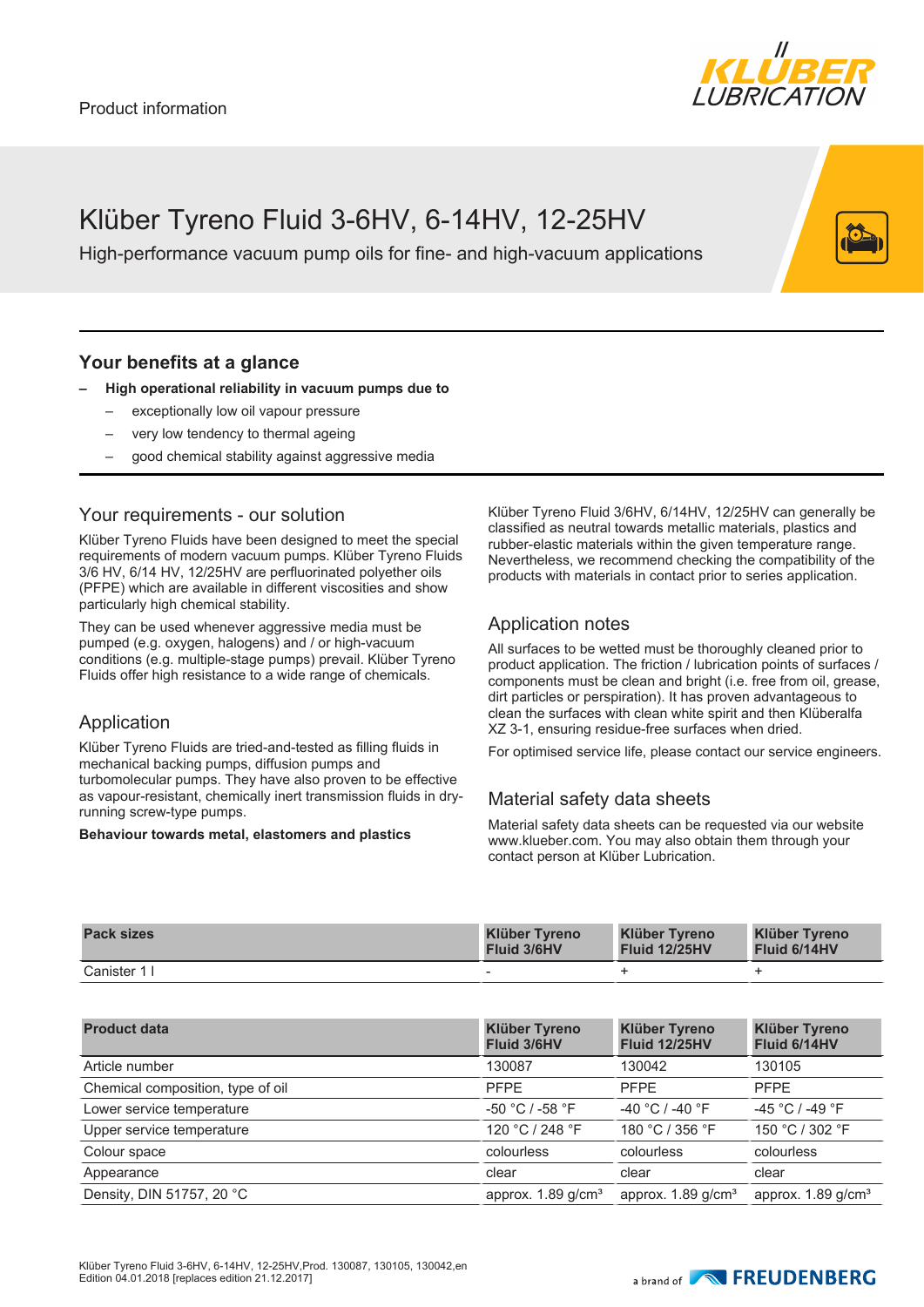Product information

# Klüber Tyreno Fluid 3-6HV, 6-14HV, 12-25HV

High-performance vacuum pump oils for fine- and high-vacuum applications

## Your benefits at a glance

- **High operational reliability in vacuum pumps due to**
  - exceptionally low oil vapour pressure
  - very low tendency to thermal ageing
  - good chemical stability against aggressive media

## Your requirements - our solution

Klüber Tyreno Fluids have been designed to meet the special requirements of modern vacuum pumps. Klüber Tyreno Fluids 3/6 HV, 6/14 HV, 12/25HV are perfluorinated polyether oils (PFPE) which are available in different viscosities and show particularly high chemical stability.

They can be used whenever aggressive media must be pumped (e.g. oxygen, halogens) and / or high-vacuum conditions (e.g. multiple-stage pumps) prevail. Klüber Tyreno Fluids offer high resistance to a wide range of chemicals.

## Application

Klüber Tyreno Fluids are tried-and-tested as filling fluids in mechanical backing pumps, diffusion pumps and turbomolecular pumps. They have also proven to be effective as vapour-resistant, chemically inert transmission fluids in dry-running screw-type pumps.

**Behaviour towards metal, elastomers and plastics**

Klüber Tyreno Fluid 3/6HV, 6/14HV, 12/25HV can generally be classified as neutral towards metallic materials, plastics and rubber-elastic materials within the given temperature range. Nevertheless, we recommend checking the compatibility of the products with materials in contact prior to series application.

## Application notes

All surfaces to be wetted must be thoroughly cleaned prior to product application. The friction / lubrication points of surfaces / components must be clean and bright (i.e. free from oil, grease, dirt particles or perspiration). It has proven advantageous to clean the surfaces with clean white spirit and then Klüberalfa XZ 3-1, ensuring residue-free surfaces when dried.

For optimised service life, please contact our service engineers.

## Material safety data sheets

Material safety data sheets can be requested via our website www.klueber.com. You may also obtain them through your contact person at Klüber Lubrication.

| Pack sizes | Klüber Tyreno Fluid 3/6HV | Klüber Tyreno Fluid 12/25HV | Klüber Tyreno Fluid 6/14HV |
|---|---|---|---|
| Canister 1 l | - | + | + |

| Product data | Klüber Tyreno Fluid 3/6HV | Klüber Tyreno Fluid 12/25HV | Klüber Tyreno Fluid 6/14HV |
|---|---|---|---|
| Article number | 130087 | 130042 | 130105 |
| Chemical composition, type of oil | PFPE | PFPE | PFPE |
| Lower service temperature | -50 °C / -58 °F | -40 °C / -40 °F | -45 °C / -49 °F |
| Upper service temperature | 120 °C / 248 °F | 180 °C / 356 °F | 150 °C / 302 °F |
| Colour space | colourless | colourless | colourless |
| Appearance | clear | clear | clear |
| Density, DIN 51757, 20 °C | approx. 1.89 g/cm³ | approx. 1.89 g/cm³ | approx. 1.89 g/cm³ |

Klüber Tyreno Fluid 3-6HV, 6-14HV, 12-25HV,Prod. 130087, 130105, 130042,en
Edition 04.01.2018 [replaces edition 21.12.2017]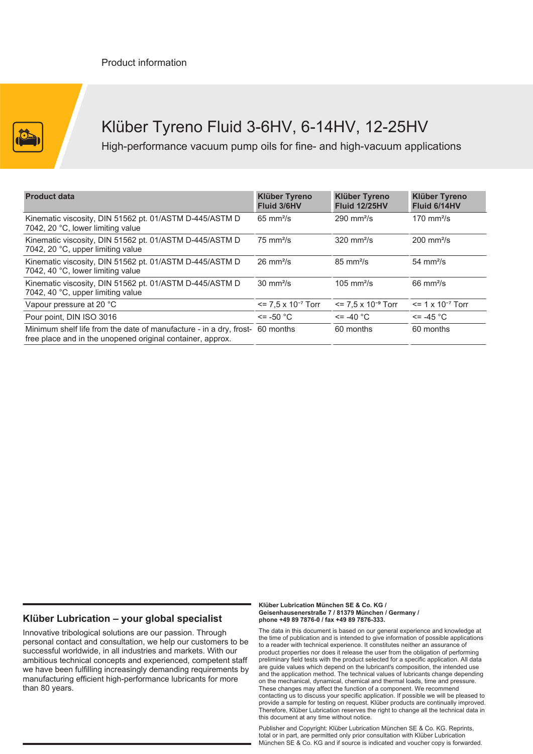Product information

# Klüber Tyreno Fluid 3-6HV, 6-14HV, 12-25HV

High-performance vacuum pump oils for fine- and high-vacuum applications

| Product data | Klüber Tyreno Fluid 3/6HV | Klüber Tyreno Fluid 12/25HV | Klüber Tyreno Fluid 6/14HV |
|---|---|---|---|
| Kinematic viscosity, DIN 51562 pt. 01/ASTM D-445/ASTM D 7042, 20 °C, lower limiting value | 65 mm²/s | 290 mm²/s | 170 mm²/s |
| Kinematic viscosity, DIN 51562 pt. 01/ASTM D-445/ASTM D 7042, 20 °C, upper limiting value | 75 mm²/s | 320 mm²/s | 200 mm²/s |
| Kinematic viscosity, DIN 51562 pt. 01/ASTM D-445/ASTM D 7042, 40 °C, lower limiting value | 26 mm²/s | 85 mm²/s | 54 mm²/s |
| Kinematic viscosity, DIN 51562 pt. 01/ASTM D-445/ASTM D 7042, 40 °C, upper limiting value | 30 mm²/s | 105 mm²/s | 66 mm²/s |
| Vapour pressure at 20 °C | <= $7,5 \times 10^{-7}$ Torr | <= $7,5 \times 10^{-9}$ Torr | <= $1 \times 10^{-7}$ Torr |
| Pour point, DIN ISO 3016 | <= -50 °C | <= -40 °C | <= -45 °C |
| Minimum shelf life from the date of manufacture - in a dry, frost-free place and in the unopened original container, approx. | 60 months | 60 months | 60 months |

## Klüber Lubrication – your global specialist

Innovative tribological solutions are our passion. Through personal contact and consultation, we help our customers to be successful worldwide, in all industries and markets. With our ambitious technical concepts and experienced, competent staff we have been fulfilling increasingly demanding requirements by manufacturing efficient high-performance lubricants for more than 80 years.

**Klüber Lubrication München SE & Co. KG / Geisenhausenerstraße 7 / 81379 München / Germany / phone +49 89 7876-0 / fax +49 89 7876-333.**

The data in this document is based on our general experience and knowledge at the time of publication and is intended to give information of possible applications to a reader with technical experience. It constitutes neither an assurance of product properties nor does it release the user from the obligation of performing preliminary field tests with the product selected for a specific application. All data are guide values which depend on the lubricant's composition, the intended use and the application method. The technical values of lubricants change depending on the mechanical, dynamical, chemical and thermal loads, time and pressure. These changes may affect the function of a component. We recommend contacting us to discuss your specific application. If possible we will be pleased to provide a sample for testing on request. Klüber products are continually improved. Therefore, Klüber Lubrication reserves the right to change all the technical data in this document at any time without notice.

Publisher and Copyright: Klüber Lubrication München SE & Co. KG. Reprints, total or in part, are permitted only prior consultation with Klüber Lubrication München SE & Co. KG and if source is indicated and voucher copy is forwarded.